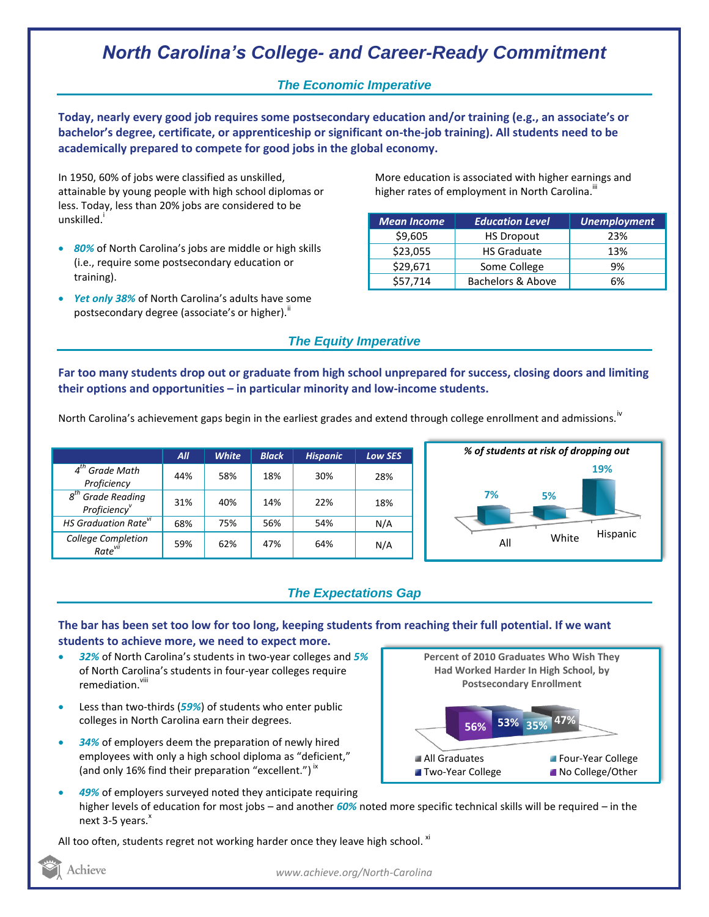# North Carolina's College- and Career-Ready Commitment

## The Economic Imperative

**Today, nearly every good job requires some postsecondary education and/or training (e.g., an associate's or bachelor's degree, certificate, or apprenticeship or significant on-the-job training). All students need to be academically prepared to compete for good jobs in the global economy.**

In 1950, 60% of jobs were classified as unskilled, attainable by young people with high school diplomas or less. Today, less than 20% jobs are considered to be unskilled.[i]

- ***80%*** of North Carolina's jobs are middle or high skills (i.e., require some postsecondary education or training).
- ***Yet only 38%*** of North Carolina's adults have some postsecondary degree (associate's or higher).[ii]

More education is associated with higher earnings and higher rates of employment in North Carolina.[iii]

| Mean Income | Education Level | Unemployment |
|---|---|---|
| $9,605 | HS Dropout | 23% |
| $23,055 | HS Graduate | 13% |
| $29,671 | Some College | 9% |
| $57,714 | Bachelors & Above | 6% |

## The Equity Imperative

**Far too many students drop out or graduate from high school unprepared for success, closing doors and limiting their options and opportunities – in particular minority and low-income students.**

North Carolina's achievement gaps begin in the earliest grades and extend through college enrollment and admissions.[iv]

| | All | White | Black | Hispanic | Low SES |
|---|---|---|---|---|---|
| *4th Grade Math Proficiency* | 44% | 58% | 18% | 30% | 28% |
| *8th Grade Reading Proficiency*[v] | 31% | 40% | 14% | 22% | 18% |
| *HS Graduation Rate*[vi] | 68% | 75% | 56% | 54% | N/A |
| *College Completion Rate*[vii] | 59% | 62% | 47% | 64% | N/A |

*% of students at risk of dropping out*

| All | White | Hispanic |
|---|---|---|
| 7% | 5% | 19% |

## The Expectations Gap

**The bar has been set too low for too long, keeping students from reaching their full potential. If we want students to achieve more, we need to expect more.**

- ***32%*** of North Carolina's students in two-year colleges and ***5%*** of North Carolina's students in four-year colleges require remediation.[viii]
- Less than two-thirds (***59%***) of students who enter public colleges in North Carolina earn their degrees.
- ***34%*** of employers deem the preparation of newly hired employees with only a high school diploma as "deficient," (and only 16% find their preparation "excellent.")[ix]
- ***49%*** of employers surveyed noted they anticipate requiring higher levels of education for most jobs – and another ***60%*** noted more specific technical skills will be required – in the next 3-5 years.[x]

**Percent of 2010 Graduates Who Wish They Had Worked Harder In High School, by Postsecondary Enrollment**

| No College/Other | Two-Year College | Four-Year College | All Graduates |
|---|---|---|---|
| 56% | 53% | 35% | 47% |

All too often, students regret not working harder once they leave high school.[xi]

www.achieve.org/North-Carolina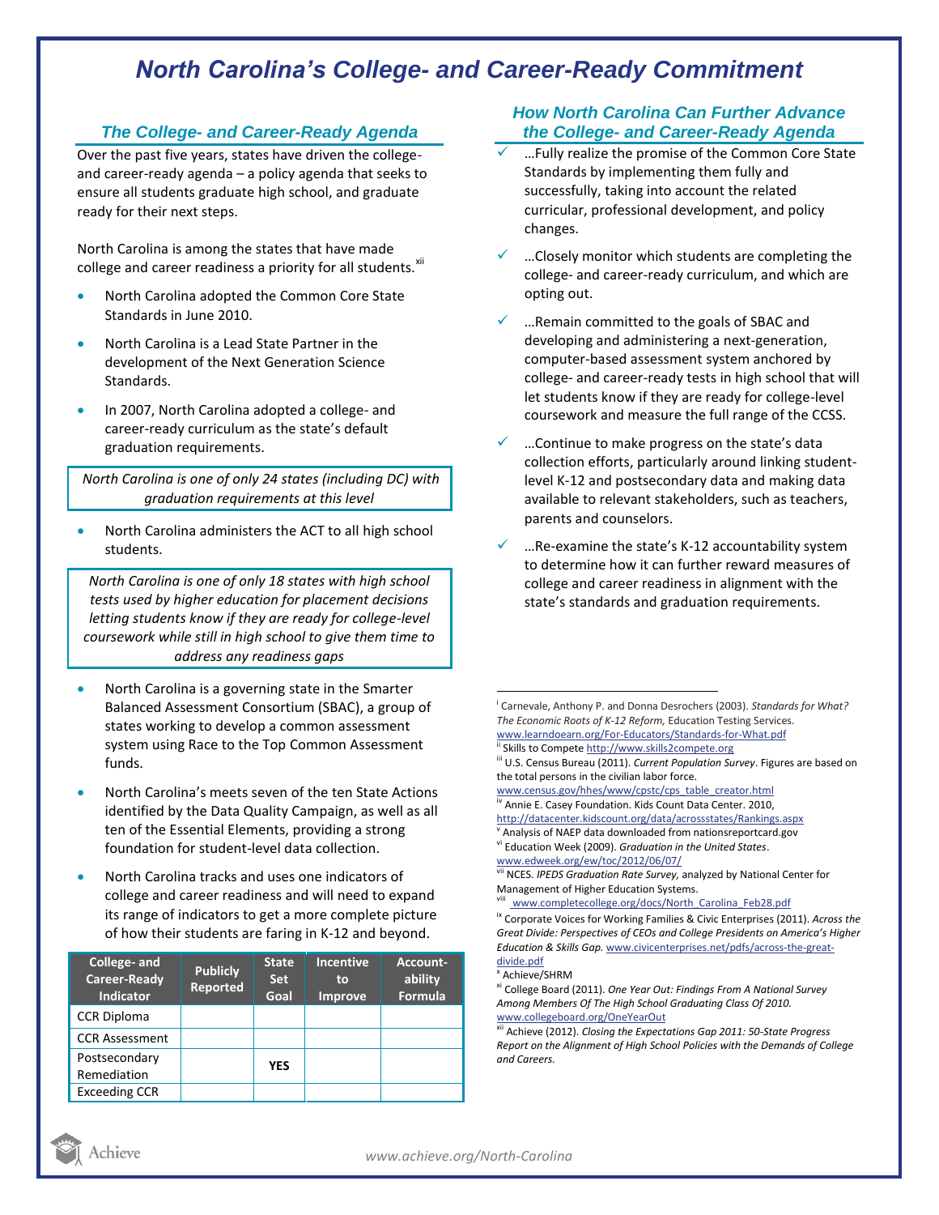# North Carolina's College- and Career-Ready Commitment

## The College- and Career-Ready Agenda

Over the past five years, states have driven the college- and career-ready agenda – a policy agenda that seeks to ensure all students graduate high school, and graduate ready for their next steps.

North Carolina is among the states that have made college and career readiness a priority for all students.[xii]

- North Carolina adopted the Common Core State Standards in June 2010.
- North Carolina is a Lead State Partner in the development of the Next Generation Science Standards.
- In 2007, North Carolina adopted a college- and career-ready curriculum as the state's default graduation requirements.

*North Carolina is one of only 24 states (including DC) with graduation requirements at this level*

- North Carolina administers the ACT to all high school students.

*North Carolina is one of only 18 states with high school tests used by higher education for placement decisions letting students know if they are ready for college-level coursework while still in high school to give them time to address any readiness gaps*

- North Carolina is a governing state in the Smarter Balanced Assessment Consortium (SBAC), a group of states working to develop a common assessment system using Race to the Top Common Assessment funds.
- North Carolina's meets seven of the ten State Actions identified by the Data Quality Campaign, as well as all ten of the Essential Elements, providing a strong foundation for student-level data collection.
- North Carolina tracks and uses one indicators of college and career readiness and will need to expand its range of indicators to get a more complete picture of how their students are faring in K-12 and beyond.

| College- and Career-Ready Indicator | Publicly Reported | State Set Goal | Incentive to Improve | Account-ability Formula |
|---|---|---|---|---|
| CCR Diploma | | | | |
| CCR Assessment | | | | |
| Postsecondary Remediation | | YES | | |
| Exceeding CCR | | | | |

## How North Carolina Can Further Advance the College- and Career-Ready Agenda

- ✓ …Fully realize the promise of the Common Core State Standards by implementing them fully and successfully, taking into account the related curricular, professional development, and policy changes.
- ✓ …Closely monitor which students are completing the college- and career-ready curriculum, and which are opting out.
- ✓ …Remain committed to the goals of SBAC and developing and administering a next-generation, computer-based assessment system anchored by college- and career-ready tests in high school that will let students know if they are ready for college-level coursework and measure the full range of the CCSS.
- ✓ …Continue to make progress on the state's data collection efforts, particularly around linking student-level K-12 and postsecondary data and making data available to relevant stakeholders, such as teachers, parents and counselors.
- ✓ …Re-examine the state's K-12 accountability system to determine how it can further reward measures of college and career readiness in alignment with the state's standards and graduation requirements.

---

[i] Carnevale, Anthony P. and Donna Desrochers (2003). *Standards for What? The Economic Roots of K-12 Reform,* Education Testing Services. www.learndoearn.org/For-Educators/Standards-for-What.pdf

[ii] Skills to Compete http://www.skills2compete.org

[iii] U.S. Census Bureau (2011). *Current Population Survey*. Figures are based on the total persons in the civilian labor force. www.census.gov/hhes/www/cpstc/cps_table_creator.html

[iv] Annie E. Casey Foundation. Kids Count Data Center. 2010, http://datacenter.kidscount.org/data/acrossstates/Rankings.aspx

[v] Analysis of NAEP data downloaded from nationsreportcard.gov

[vi] Education Week (2009). *Graduation in the United States*. www.edweek.org/ew/toc/2012/06/07/

[vii] NCES. *IPEDS Graduation Rate Survey,* analyzed by National Center for Management of Higher Education Systems.

[viii] www.completecollege.org/docs/North_Carolina_Feb28.pdf

[ix] Corporate Voices for Working Families & Civic Enterprises (2011). *Across the Great Divide: Perspectives of CEOs and College Presidents on America's Higher Education & Skills Gap.* www.civicenterprises.net/pdfs/across-the-great-divide.pdf

[x] Achieve/SHRM

[xi] College Board (2011). *One Year Out: Findings From A National Survey Among Members Of The High School Graduating Class Of 2010.* www.collegeboard.org/OneYearOut

[xii] Achieve (2012). *Closing the Expectations Gap 2011: 50-State Progress Report on the Alignment of High School Policies with the Demands of College and Careers.*